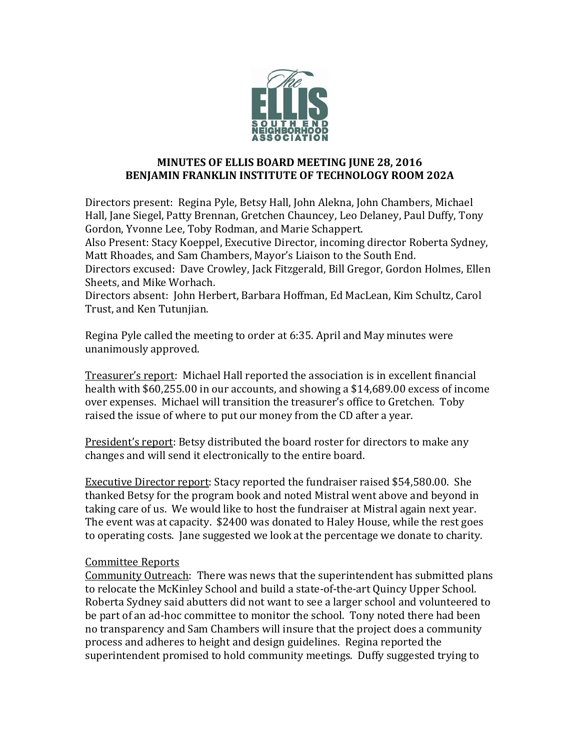# MINUTES OF ELLIS BOARD MEETING JUNE 28, 2016
## BENJAMIN FRANKLIN INSTITUTE OF TECHNOLOGY ROOM 202A

Directors present: Regina Pyle, Betsy Hall, John Alekna, John Chambers, Michael Hall, Jane Siegel, Patty Brennan, Gretchen Chauncey, Leo Delaney, Paul Duffy, Tony Gordon, Yvonne Lee, Toby Rodman, and Marie Schappert.
Also Present: Stacy Koeppel, Executive Director, incoming director Roberta Sydney, Matt Rhoades, and Sam Chambers, Mayor's Liaison to the South End.
Directors excused: Dave Crowley, Jack Fitzgerald, Bill Gregor, Gordon Holmes, Ellen Sheets, and Mike Worhach.
Directors absent: John Herbert, Barbara Hoffman, Ed MacLean, Kim Schultz, Carol Trust, and Ken Tutunjian.

Regina Pyle called the meeting to order at 6:35. April and May minutes were unanimously approved.

Treasurer's report: Michael Hall reported the association is in excellent financial health with $60,255.00 in our accounts, and showing a $14,689.00 excess of income over expenses. Michael will transition the treasurer's office to Gretchen. Toby raised the issue of where to put our money from the CD after a year.

President's report: Betsy distributed the board roster for directors to make any changes and will send it electronically to the entire board.

Executive Director report: Stacy reported the fundraiser raised $54,580.00. She thanked Betsy for the program book and noted Mistral went above and beyond in taking care of us. We would like to host the fundraiser at Mistral again next year. The event was at capacity. $2400 was donated to Haley House, while the rest goes to operating costs. Jane suggested we look at the percentage we donate to charity.

Committee Reports

Community Outreach: There was news that the superintendent has submitted plans to relocate the McKinley School and build a state-of-the-art Quincy Upper School. Roberta Sydney said abutters did not want to see a larger school and volunteered to be part of an ad-hoc committee to monitor the school. Tony noted there had been no transparency and Sam Chambers will insure that the project does a community process and adheres to height and design guidelines. Regina reported the superintendent promised to hold community meetings. Duffy suggested trying to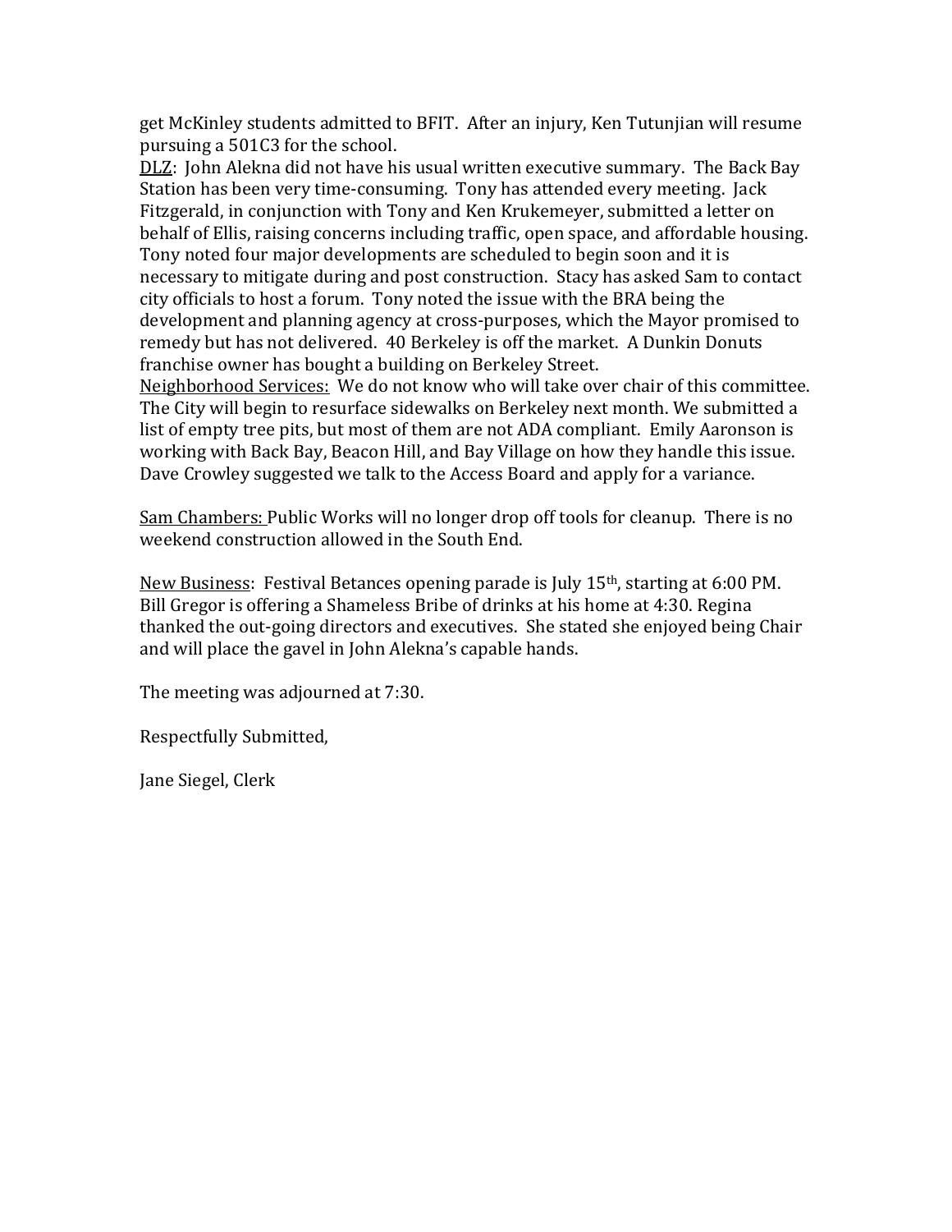get McKinley students admitted to BFIT. After an injury, Ken Tutunjian will resume pursuing a 501C3 for the school.

<u>DLZ</u>: John Alekna did not have his usual written executive summary. The Back Bay Station has been very time-consuming. Tony has attended every meeting. Jack Fitzgerald, in conjunction with Tony and Ken Krukemeyer, submitted a letter on behalf of Ellis, raising concerns including traffic, open space, and affordable housing. Tony noted four major developments are scheduled to begin soon and it is necessary to mitigate during and post construction. Stacy has asked Sam to contact city officials to host a forum. Tony noted the issue with the BRA being the development and planning agency at cross-purposes, which the Mayor promised to remedy but has not delivered. 40 Berkeley is off the market. A Dunkin Donuts franchise owner has bought a building on Berkeley Street.

<u>Neighborhood Services:</u> We do not know who will take over chair of this committee. The City will begin to resurface sidewalks on Berkeley next month. We submitted a list of empty tree pits, but most of them are not ADA compliant. Emily Aaronson is working with Back Bay, Beacon Hill, and Bay Village on how they handle this issue. Dave Crowley suggested we talk to the Access Board and apply for a variance.

<u>Sam Chambers:</u> Public Works will no longer drop off tools for cleanup. There is no weekend construction allowed in the South End.

<u>New Business</u>: Festival Betances opening parade is July 15th, starting at 6:00 PM. Bill Gregor is offering a Shameless Bribe of drinks at his home at 4:30. Regina thanked the out-going directors and executives. She stated she enjoyed being Chair and will place the gavel in John Alekna's capable hands.

The meeting was adjourned at 7:30.

Respectfully Submitted,

Jane Siegel, Clerk